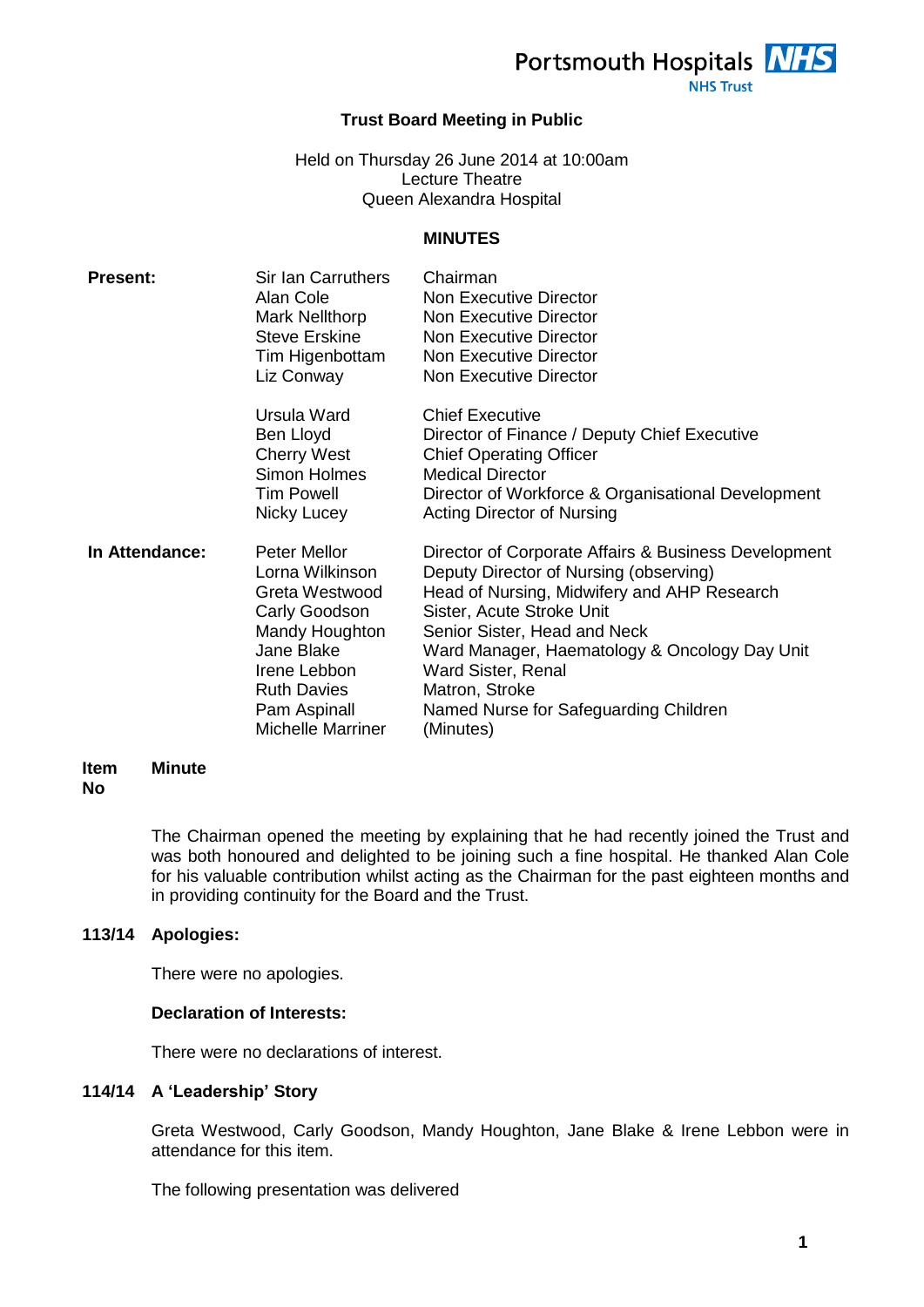Portsmouth Hospitals NHS

NHS Trust

# Trust Board Meeting in Public

Held on Thursday 26 June 2014 at 10:00am
Lecture Theatre
Queen Alexandra Hospital

## MINUTES

| | | |
|---|---|---|
| **Present:** | Sir Ian Carruthers | Chairman |
| | Alan Cole | Non Executive Director |
| | Mark Nellthorp | Non Executive Director |
| | Steve Erskine | Non Executive Director |
| | Tim Higenbottam | Non Executive Director |
| | Liz Conway | Non Executive Director |
| | | |
| | Ursula Ward | Chief Executive |
| | Ben Lloyd | Director of Finance / Deputy Chief Executive |
| | Cherry West | Chief Operating Officer |
| | Simon Holmes | Medical Director |
| | Tim Powell | Director of Workforce & Organisational Development |
| | Nicky Lucey | Acting Director of Nursing |
| **In Attendance:** | Peter Mellor | Director of Corporate Affairs & Business Development |
| | Lorna Wilkinson | Deputy Director of Nursing (observing) |
| | Greta Westwood | Head of Nursing, Midwifery and AHP Research |
| | Carly Goodson | Sister, Acute Stroke Unit |
| | Mandy Houghton | Senior Sister, Head and Neck |
| | Jane Blake | Ward Manager, Haematology & Oncology Day Unit |
| | Irene Lebbon | Ward Sister, Renal |
| | Ruth Davies | Matron, Stroke |
| | Pam Aspinall | Named Nurse for Safeguarding Children |
| | Michelle Marriner | (Minutes) |

**Item No** **Minute**

The Chairman opened the meeting by explaining that he had recently joined the Trust and was both honoured and delighted to be joining such a fine hospital. He thanked Alan Cole for his valuable contribution whilst acting as the Chairman for the past eighteen months and in providing continuity for the Board and the Trust.

**113/14 Apologies:**

There were no apologies.

**Declaration of Interests:**

There were no declarations of interest.

**114/14 A 'Leadership' Story**

Greta Westwood, Carly Goodson, Mandy Houghton, Jane Blake & Irene Lebbon were in attendance for this item.

The following presentation was delivered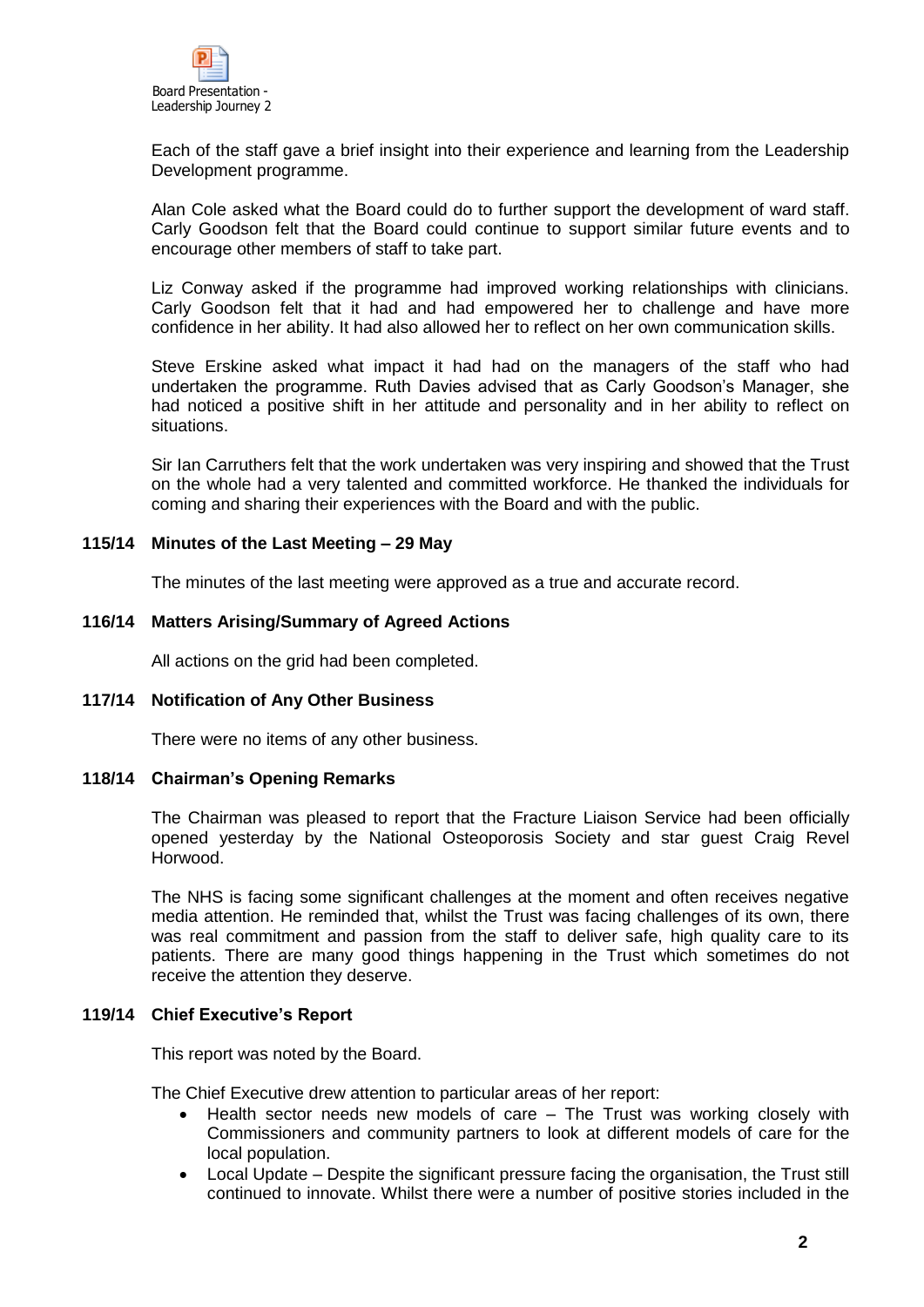Board Presentation - Leadership Journey 2

Each of the staff gave a brief insight into their experience and learning from the Leadership Development programme.

Alan Cole asked what the Board could do to further support the development of ward staff. Carly Goodson felt that the Board could continue to support similar future events and to encourage other members of staff to take part.

Liz Conway asked if the programme had improved working relationships with clinicians. Carly Goodson felt that it had and had empowered her to challenge and have more confidence in her ability. It had also allowed her to reflect on her own communication skills.

Steve Erskine asked what impact it had had on the managers of the staff who had undertaken the programme. Ruth Davies advised that as Carly Goodson's Manager, she had noticed a positive shift in her attitude and personality and in her ability to reflect on situations.

Sir Ian Carruthers felt that the work undertaken was very inspiring and showed that the Trust on the whole had a very talented and committed workforce. He thanked the individuals for coming and sharing their experiences with the Board and with the public.

**115/14 Minutes of the Last Meeting – 29 May**

The minutes of the last meeting were approved as a true and accurate record.

**116/14 Matters Arising/Summary of Agreed Actions**

All actions on the grid had been completed.

**117/14 Notification of Any Other Business**

There were no items of any other business.

**118/14 Chairman's Opening Remarks**

The Chairman was pleased to report that the Fracture Liaison Service had been officially opened yesterday by the National Osteoporosis Society and star guest Craig Revel Horwood.

The NHS is facing some significant challenges at the moment and often receives negative media attention. He reminded that, whilst the Trust was facing challenges of its own, there was real commitment and passion from the staff to deliver safe, high quality care to its patients. There are many good things happening in the Trust which sometimes do not receive the attention they deserve.

**119/14 Chief Executive's Report**

This report was noted by the Board.

The Chief Executive drew attention to particular areas of her report:

- Health sector needs new models of care – The Trust was working closely with Commissioners and community partners to look at different models of care for the local population.
- Local Update – Despite the significant pressure facing the organisation, the Trust still continued to innovate. Whilst there were a number of positive stories included in the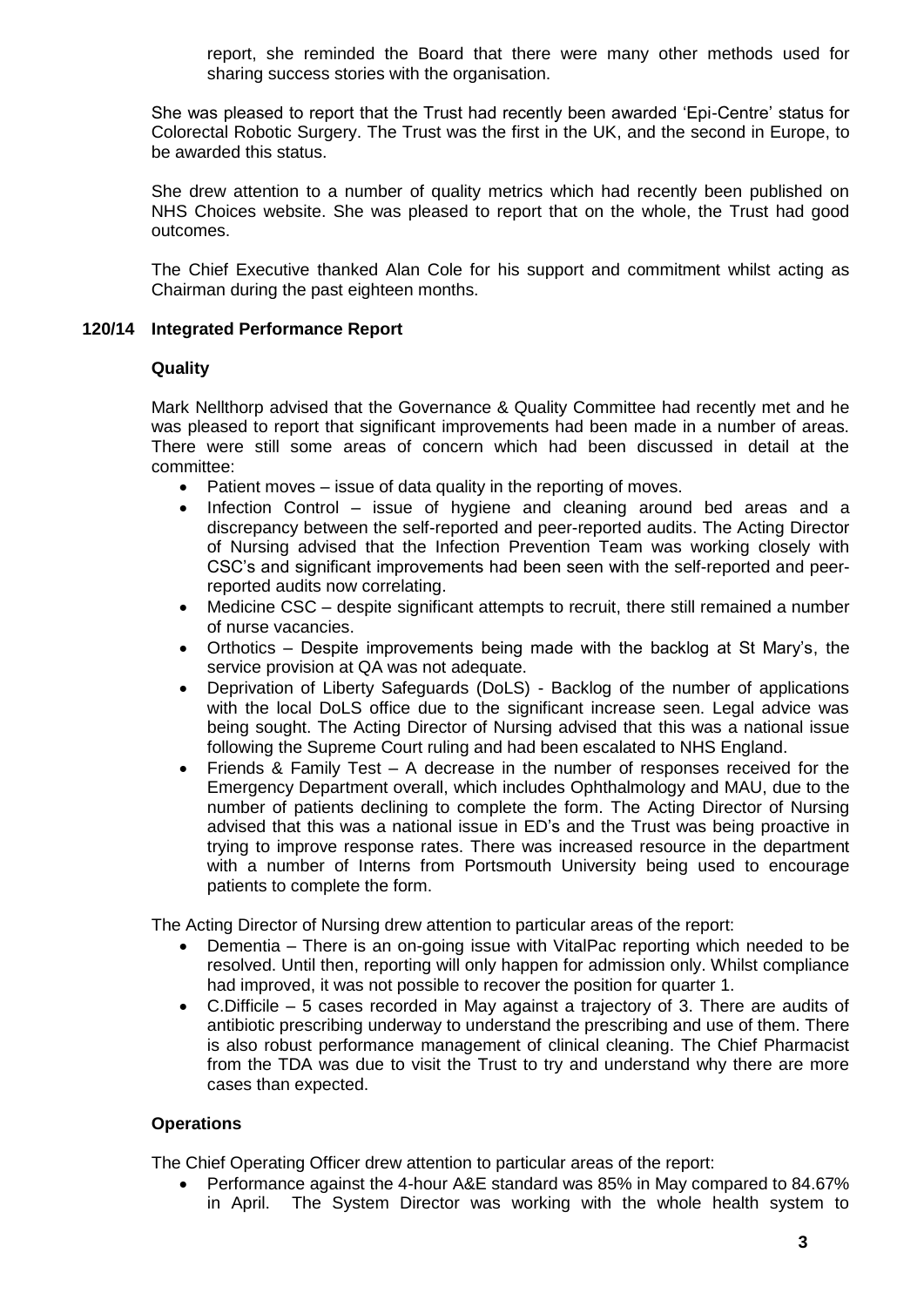report, she reminded the Board that there were many other methods used for sharing success stories with the organisation.

She was pleased to report that the Trust had recently been awarded 'Epi-Centre' status for Colorectal Robotic Surgery. The Trust was the first in the UK, and the second in Europe, to be awarded this status.

She drew attention to a number of quality metrics which had recently been published on NHS Choices website. She was pleased to report that on the whole, the Trust had good outcomes.

The Chief Executive thanked Alan Cole for his support and commitment whilst acting as Chairman during the past eighteen months.

## 120/14 Integrated Performance Report

### Quality

Mark Nellthorp advised that the Governance & Quality Committee had recently met and he was pleased to report that significant improvements had been made in a number of areas. There were still some areas of concern which had been discussed in detail at the committee:

- Patient moves – issue of data quality in the reporting of moves.
- Infection Control – issue of hygiene and cleaning around bed areas and a discrepancy between the self-reported and peer-reported audits. The Acting Director of Nursing advised that the Infection Prevention Team was working closely with CSC's and significant improvements had been seen with the self-reported and peer-reported audits now correlating.
- Medicine CSC – despite significant attempts to recruit, there still remained a number of nurse vacancies.
- Orthotics – Despite improvements being made with the backlog at St Mary's, the service provision at QA was not adequate.
- Deprivation of Liberty Safeguards (DoLS) - Backlog of the number of applications with the local DoLS office due to the significant increase seen. Legal advice was being sought. The Acting Director of Nursing advised that this was a national issue following the Supreme Court ruling and had been escalated to NHS England.
- Friends & Family Test – A decrease in the number of responses received for the Emergency Department overall, which includes Ophthalmology and MAU, due to the number of patients declining to complete the form. The Acting Director of Nursing advised that this was a national issue in ED's and the Trust was being proactive in trying to improve response rates. There was increased resource in the department with a number of Interns from Portsmouth University being used to encourage patients to complete the form.

The Acting Director of Nursing drew attention to particular areas of the report:

- Dementia – There is an on-going issue with VitalPac reporting which needed to be resolved. Until then, reporting will only happen for admission only. Whilst compliance had improved, it was not possible to recover the position for quarter 1.
- C.Difficile – 5 cases recorded in May against a trajectory of 3. There are audits of antibiotic prescribing underway to understand the prescribing and use of them. There is also robust performance management of clinical cleaning. The Chief Pharmacist from the TDA was due to visit the Trust to try and understand why there are more cases than expected.

### Operations

The Chief Operating Officer drew attention to particular areas of the report:

- Performance against the 4-hour A&E standard was 85% in May compared to 84.67% in April. The System Director was working with the whole health system to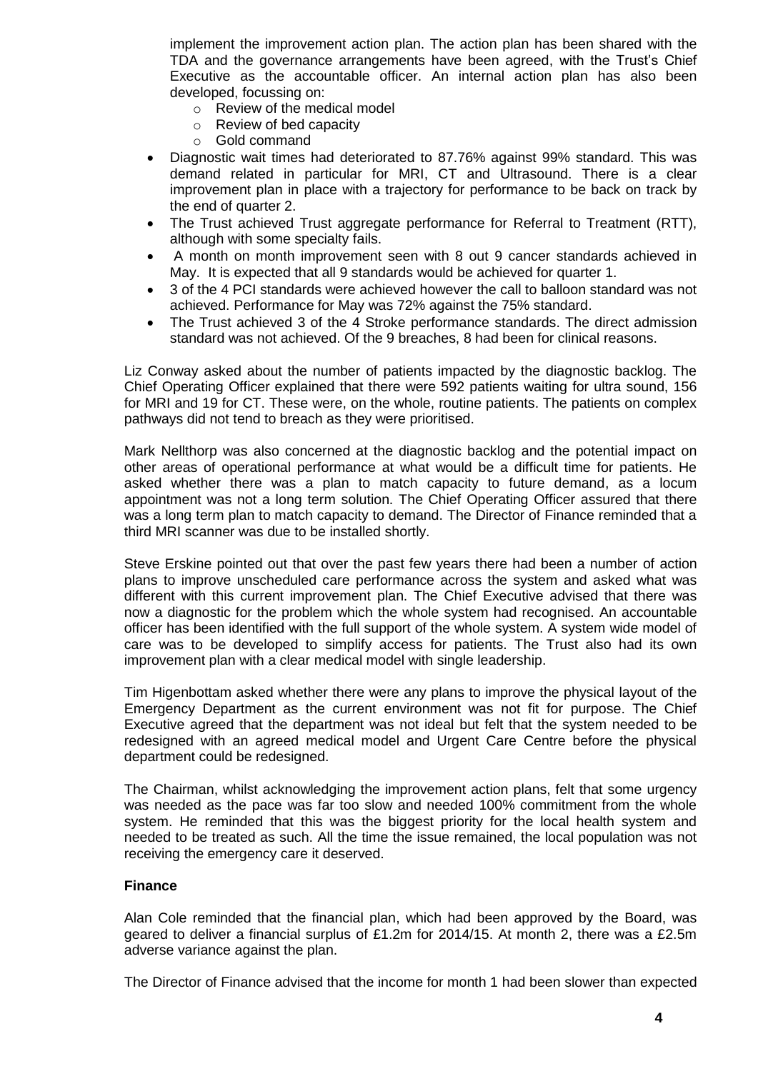implement the improvement action plan. The action plan has been shared with the TDA and the governance arrangements have been agreed, with the Trust's Chief Executive as the accountable officer. An internal action plan has also been developed, focussing on:
    - Review of the medical model
    - Review of bed capacity
    - Gold command
- Diagnostic wait times had deteriorated to 87.76% against 99% standard. This was demand related in particular for MRI, CT and Ultrasound. There is a clear improvement plan in place with a trajectory for performance to be back on track by the end of quarter 2.
- The Trust achieved Trust aggregate performance for Referral to Treatment (RTT), although with some specialty fails.
- A month on month improvement seen with 8 out 9 cancer standards achieved in May. It is expected that all 9 standards would be achieved for quarter 1.
- 3 of the 4 PCI standards were achieved however the call to balloon standard was not achieved. Performance for May was 72% against the 75% standard.
- The Trust achieved 3 of the 4 Stroke performance standards. The direct admission standard was not achieved. Of the 9 breaches, 8 had been for clinical reasons.

Liz Conway asked about the number of patients impacted by the diagnostic backlog. The Chief Operating Officer explained that there were 592 patients waiting for ultra sound, 156 for MRI and 19 for CT. These were, on the whole, routine patients. The patients on complex pathways did not tend to breach as they were prioritised.

Mark Nellthorp was also concerned at the diagnostic backlog and the potential impact on other areas of operational performance at what would be a difficult time for patients. He asked whether there was a plan to match capacity to future demand, as a locum appointment was not a long term solution. The Chief Operating Officer assured that there was a long term plan to match capacity to demand. The Director of Finance reminded that a third MRI scanner was due to be installed shortly.

Steve Erskine pointed out that over the past few years there had been a number of action plans to improve unscheduled care performance across the system and asked what was different with this current improvement plan. The Chief Executive advised that there was now a diagnostic for the problem which the whole system had recognised. An accountable officer has been identified with the full support of the whole system. A system wide model of care was to be developed to simplify access for patients. The Trust also had its own improvement plan with a clear medical model with single leadership.

Tim Higenbottam asked whether there were any plans to improve the physical layout of the Emergency Department as the current environment was not fit for purpose. The Chief Executive agreed that the department was not ideal but felt that the system needed to be redesigned with an agreed medical model and Urgent Care Centre before the physical department could be redesigned.

The Chairman, whilst acknowledging the improvement action plans, felt that some urgency was needed as the pace was far too slow and needed 100% commitment from the whole system. He reminded that this was the biggest priority for the local health system and needed to be treated as such. All the time the issue remained, the local population was not receiving the emergency care it deserved.

**Finance**

Alan Cole reminded that the financial plan, which had been approved by the Board, was geared to deliver a financial surplus of £1.2m for 2014/15. At month 2, there was a £2.5m adverse variance against the plan.

The Director of Finance advised that the income for month 1 had been slower than expected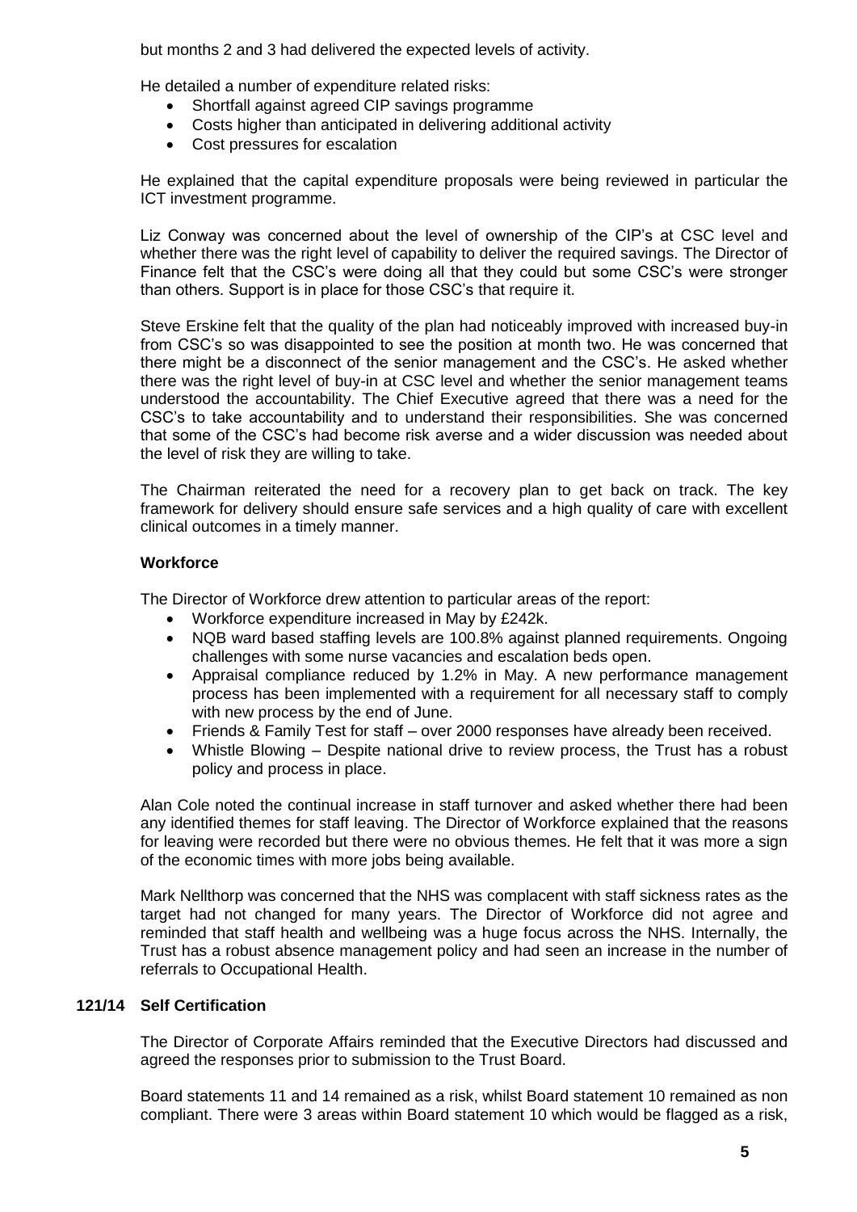but months 2 and 3 had delivered the expected levels of activity.

He detailed a number of expenditure related risks:

- Shortfall against agreed CIP savings programme
- Costs higher than anticipated in delivering additional activity
- Cost pressures for escalation

He explained that the capital expenditure proposals were being reviewed in particular the ICT investment programme.

Liz Conway was concerned about the level of ownership of the CIP's at CSC level and whether there was the right level of capability to deliver the required savings. The Director of Finance felt that the CSC's were doing all that they could but some CSC's were stronger than others. Support is in place for those CSC's that require it.

Steve Erskine felt that the quality of the plan had noticeably improved with increased buy-in from CSC's so was disappointed to see the position at month two. He was concerned that there might be a disconnect of the senior management and the CSC's. He asked whether there was the right level of buy-in at CSC level and whether the senior management teams understood the accountability. The Chief Executive agreed that there was a need for the CSC's to take accountability and to understand their responsibilities. She was concerned that some of the CSC's had become risk averse and a wider discussion was needed about the level of risk they are willing to take.

The Chairman reiterated the need for a recovery plan to get back on track. The key framework for delivery should ensure safe services and a high quality of care with excellent clinical outcomes in a timely manner.

**Workforce**

The Director of Workforce drew attention to particular areas of the report:

- Workforce expenditure increased in May by £242k.
- NQB ward based staffing levels are 100.8% against planned requirements. Ongoing challenges with some nurse vacancies and escalation beds open.
- Appraisal compliance reduced by 1.2% in May. A new performance management process has been implemented with a requirement for all necessary staff to comply with new process by the end of June.
- Friends & Family Test for staff – over 2000 responses have already been received.
- Whistle Blowing – Despite national drive to review process, the Trust has a robust policy and process in place.

Alan Cole noted the continual increase in staff turnover and asked whether there had been any identified themes for staff leaving. The Director of Workforce explained that the reasons for leaving were recorded but there were no obvious themes. He felt that it was more a sign of the economic times with more jobs being available.

Mark Nellthorp was concerned that the NHS was complacent with staff sickness rates as the target had not changed for many years. The Director of Workforce did not agree and reminded that staff health and wellbeing was a huge focus across the NHS. Internally, the Trust has a robust absence management policy and had seen an increase in the number of referrals to Occupational Health.

## 121/14 Self Certification

The Director of Corporate Affairs reminded that the Executive Directors had discussed and agreed the responses prior to submission to the Trust Board.

Board statements 11 and 14 remained as a risk, whilst Board statement 10 remained as non compliant. There were 3 areas within Board statement 10 which would be flagged as a risk,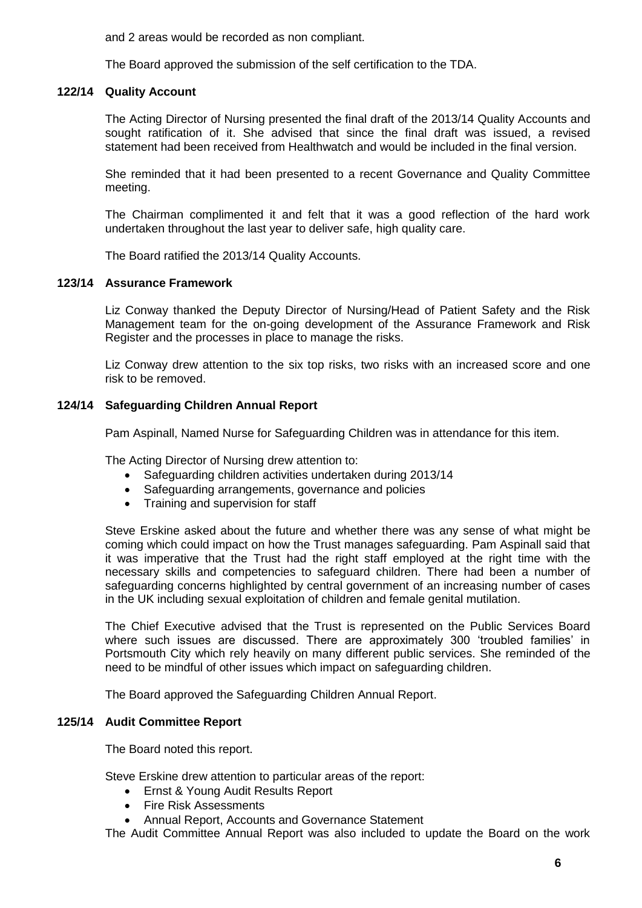and 2 areas would be recorded as non compliant.

The Board approved the submission of the self certification to the TDA.

### 122/14 Quality Account

The Acting Director of Nursing presented the final draft of the 2013/14 Quality Accounts and sought ratification of it. She advised that since the final draft was issued, a revised statement had been received from Healthwatch and would be included in the final version.

She reminded that it had been presented to a recent Governance and Quality Committee meeting.

The Chairman complimented it and felt that it was a good reflection of the hard work undertaken throughout the last year to deliver safe, high quality care.

The Board ratified the 2013/14 Quality Accounts.

### 123/14 Assurance Framework

Liz Conway thanked the Deputy Director of Nursing/Head of Patient Safety and the Risk Management team for the on-going development of the Assurance Framework and Risk Register and the processes in place to manage the risks.

Liz Conway drew attention to the six top risks, two risks with an increased score and one risk to be removed.

### 124/14 Safeguarding Children Annual Report

Pam Aspinall, Named Nurse for Safeguarding Children was in attendance for this item.

The Acting Director of Nursing drew attention to:

- Safeguarding children activities undertaken during 2013/14
- Safeguarding arrangements, governance and policies
- Training and supervision for staff

Steve Erskine asked about the future and whether there was any sense of what might be coming which could impact on how the Trust manages safeguarding. Pam Aspinall said that it was imperative that the Trust had the right staff employed at the right time with the necessary skills and competencies to safeguard children. There had been a number of safeguarding concerns highlighted by central government of an increasing number of cases in the UK including sexual exploitation of children and female genital mutilation.

The Chief Executive advised that the Trust is represented on the Public Services Board where such issues are discussed. There are approximately 300 'troubled families' in Portsmouth City which rely heavily on many different public services. She reminded of the need to be mindful of other issues which impact on safeguarding children.

The Board approved the Safeguarding Children Annual Report.

### 125/14 Audit Committee Report

The Board noted this report.

Steve Erskine drew attention to particular areas of the report:

- Ernst & Young Audit Results Report
- Fire Risk Assessments
- Annual Report, Accounts and Governance Statement

The Audit Committee Annual Report was also included to update the Board on the work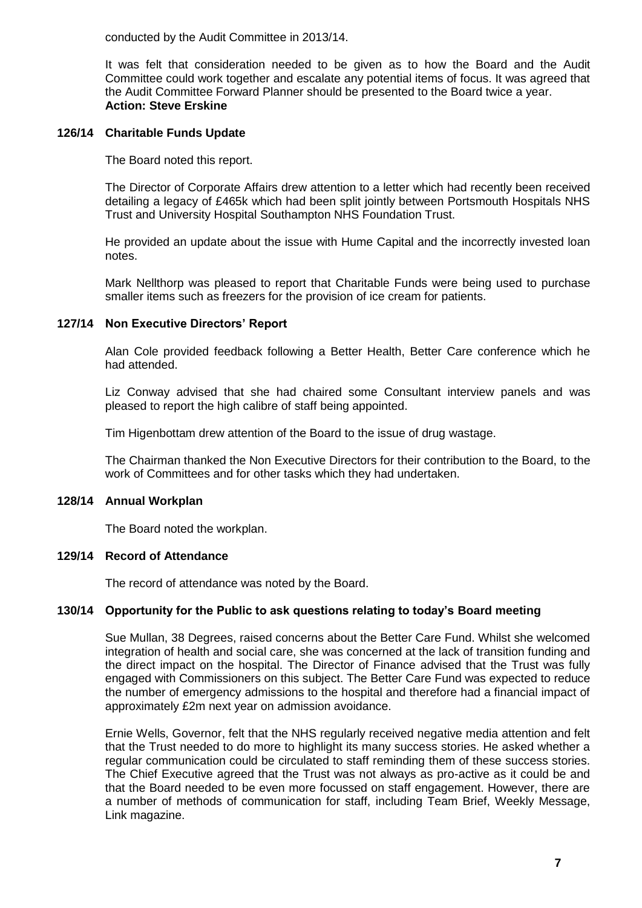conducted by the Audit Committee in 2013/14.

It was felt that consideration needed to be given as to how the Board and the Audit Committee could work together and escalate any potential items of focus. It was agreed that the Audit Committee Forward Planner should be presented to the Board twice a year.
**Action: Steve Erskine**

### 126/14 Charitable Funds Update

The Board noted this report.

The Director of Corporate Affairs drew attention to a letter which had recently been received detailing a legacy of £465k which had been split jointly between Portsmouth Hospitals NHS Trust and University Hospital Southampton NHS Foundation Trust.

He provided an update about the issue with Hume Capital and the incorrectly invested loan notes.

Mark Nellthorp was pleased to report that Charitable Funds were being used to purchase smaller items such as freezers for the provision of ice cream for patients.

### 127/14 Non Executive Directors' Report

Alan Cole provided feedback following a Better Health, Better Care conference which he had attended.

Liz Conway advised that she had chaired some Consultant interview panels and was pleased to report the high calibre of staff being appointed.

Tim Higenbottam drew attention of the Board to the issue of drug wastage.

The Chairman thanked the Non Executive Directors for their contribution to the Board, to the work of Committees and for other tasks which they had undertaken.

### 128/14 Annual Workplan

The Board noted the workplan.

### 129/14 Record of Attendance

The record of attendance was noted by the Board.

### 130/14 Opportunity for the Public to ask questions relating to today's Board meeting

Sue Mullan, 38 Degrees, raised concerns about the Better Care Fund. Whilst she welcomed integration of health and social care, she was concerned at the lack of transition funding and the direct impact on the hospital. The Director of Finance advised that the Trust was fully engaged with Commissioners on this subject. The Better Care Fund was expected to reduce the number of emergency admissions to the hospital and therefore had a financial impact of approximately £2m next year on admission avoidance.

Ernie Wells, Governor, felt that the NHS regularly received negative media attention and felt that the Trust needed to do more to highlight its many success stories. He asked whether a regular communication could be circulated to staff reminding them of these success stories. The Chief Executive agreed that the Trust was not always as pro-active as it could be and that the Board needed to be even more focussed on staff engagement. However, there are a number of methods of communication for staff, including Team Brief, Weekly Message, Link magazine.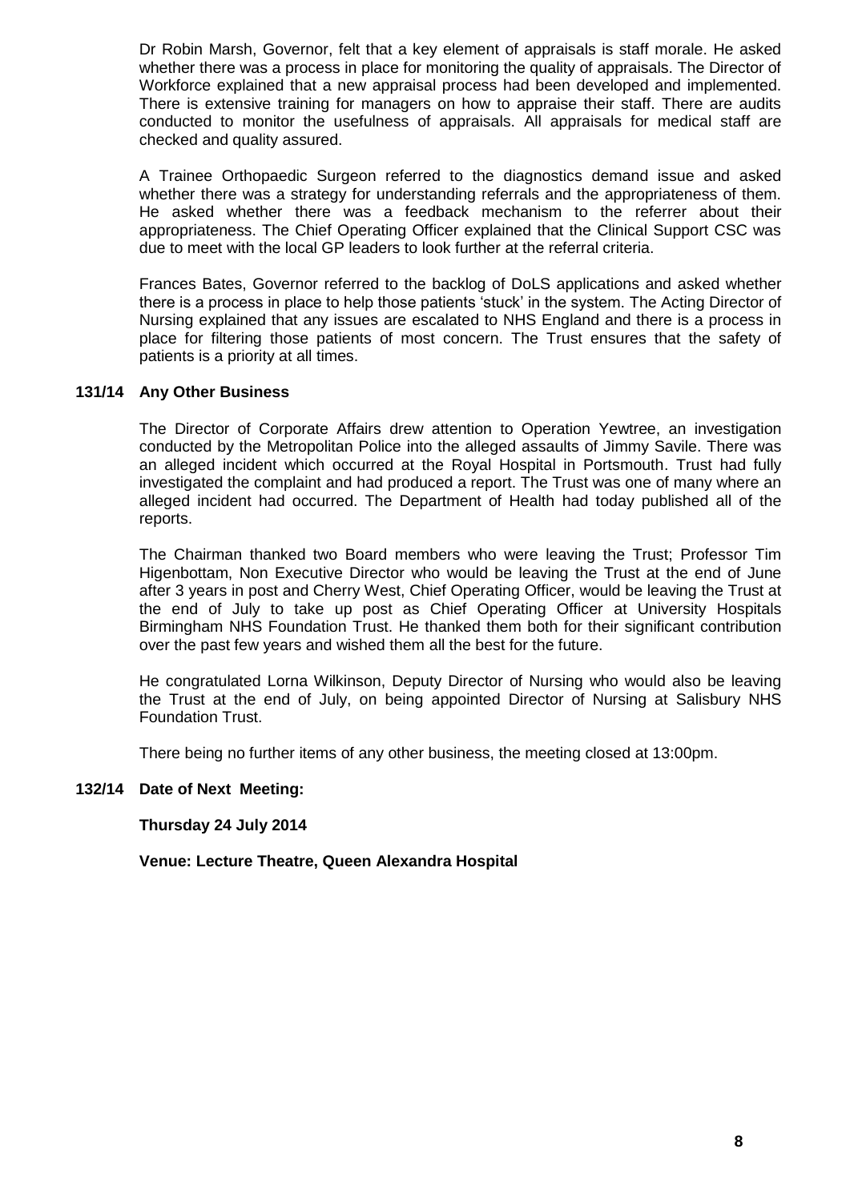Dr Robin Marsh, Governor, felt that a key element of appraisals is staff morale. He asked whether there was a process in place for monitoring the quality of appraisals. The Director of Workforce explained that a new appraisal process had been developed and implemented. There is extensive training for managers on how to appraise their staff. There are audits conducted to monitor the usefulness of appraisals. All appraisals for medical staff are checked and quality assured.

A Trainee Orthopaedic Surgeon referred to the diagnostics demand issue and asked whether there was a strategy for understanding referrals and the appropriateness of them. He asked whether there was a feedback mechanism to the referrer about their appropriateness. The Chief Operating Officer explained that the Clinical Support CSC was due to meet with the local GP leaders to look further at the referral criteria.

Frances Bates, Governor referred to the backlog of DoLS applications and asked whether there is a process in place to help those patients 'stuck' in the system. The Acting Director of Nursing explained that any issues are escalated to NHS England and there is a process in place for filtering those patients of most concern. The Trust ensures that the safety of patients is a priority at all times.

**131/14 Any Other Business**

The Director of Corporate Affairs drew attention to Operation Yewtree, an investigation conducted by the Metropolitan Police into the alleged assaults of Jimmy Savile. There was an alleged incident which occurred at the Royal Hospital in Portsmouth. Trust had fully investigated the complaint and had produced a report. The Trust was one of many where an alleged incident had occurred. The Department of Health had today published all of the reports.

The Chairman thanked two Board members who were leaving the Trust; Professor Tim Higenbottam, Non Executive Director who would be leaving the Trust at the end of June after 3 years in post and Cherry West, Chief Operating Officer, would be leaving the Trust at the end of July to take up post as Chief Operating Officer at University Hospitals Birmingham NHS Foundation Trust. He thanked them both for their significant contribution over the past few years and wished them all the best for the future.

He congratulated Lorna Wilkinson, Deputy Director of Nursing who would also be leaving the Trust at the end of July, on being appointed Director of Nursing at Salisbury NHS Foundation Trust.

There being no further items of any other business, the meeting closed at 13:00pm.

**132/14 Date of Next Meeting:**

**Thursday 24 July 2014**

**Venue: Lecture Theatre, Queen Alexandra Hospital**